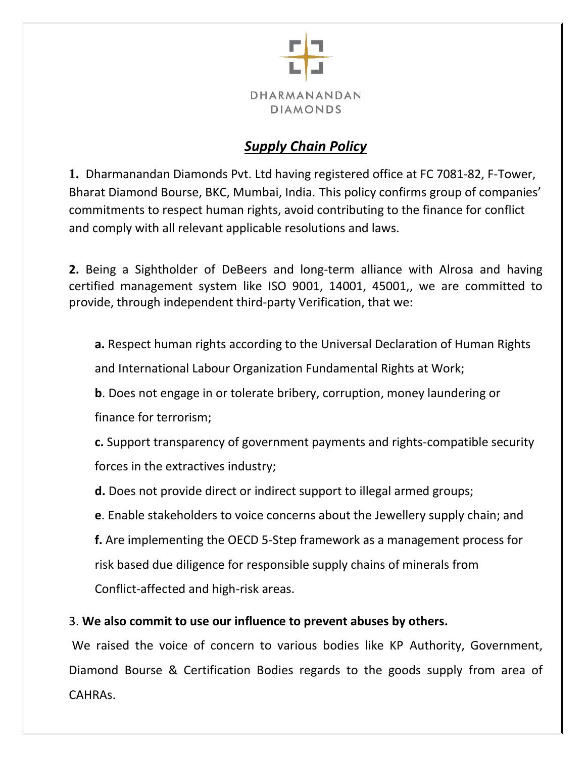DHARMANANDAN
DIAMONDS

# ***Supply Chain Policy***

**1.** Dharmanandan Diamonds Pvt. Ltd having registered office at FC 7081-82, F-Tower, Bharat Diamond Bourse, BKC, Mumbai, India. This policy confirms group of companies' commitments to respect human rights, avoid contributing to the finance for conflict and comply with all relevant applicable resolutions and laws.

**2.** Being a Sightholder of DeBeers and long-term alliance with Alrosa and having certified management system like ISO 9001, 14001, 45001,, we are committed to provide, through independent third-party Verification, that we:

**a.** Respect human rights according to the Universal Declaration of Human Rights and International Labour Organization Fundamental Rights at Work;

**b**. Does not engage in or tolerate bribery, corruption, money laundering or finance for terrorism;

**c.** Support transparency of government payments and rights-compatible security forces in the extractives industry;

**d.** Does not provide direct or indirect support to illegal armed groups;

**e**. Enable stakeholders to voice concerns about the Jewellery supply chain; and

**f.** Are implementing the OECD 5-Step framework as a management process for risk based due diligence for responsible supply chains of minerals from Conflict-affected and high-risk areas.

3. **We also commit to use our influence to prevent abuses by others.**

We raised the voice of concern to various bodies like KP Authority, Government, Diamond Bourse & Certification Bodies regards to the goods supply from area of CAHRAs.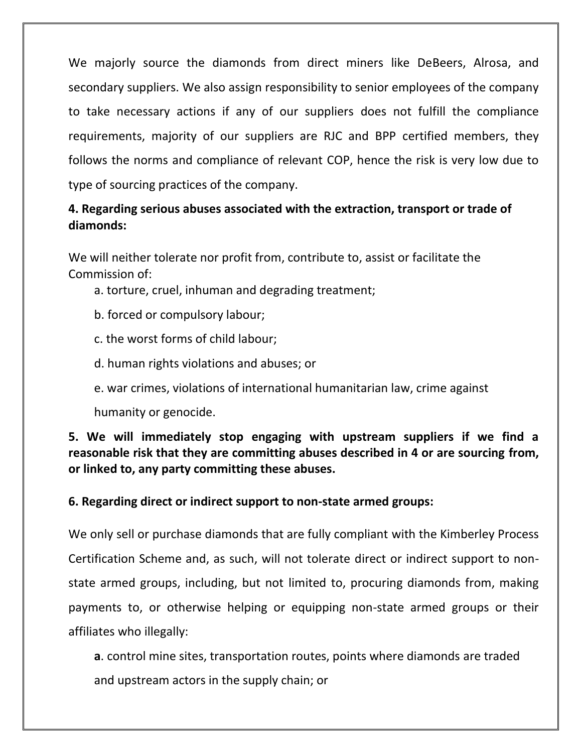We majorly source the diamonds from direct miners like DeBeers, Alrosa, and secondary suppliers. We also assign responsibility to senior employees of the company to take necessary actions if any of our suppliers does not fulfill the compliance requirements, majority of our suppliers are RJC and BPP certified members, they follows the norms and compliance of relevant COP, hence the risk is very low due to type of sourcing practices of the company.

**4. Regarding serious abuses associated with the extraction, transport or trade of diamonds:**

We will neither tolerate nor profit from, contribute to, assist or facilitate the Commission of:

a. torture, cruel, inhuman and degrading treatment;

b. forced or compulsory labour;

c. the worst forms of child labour;

d. human rights violations and abuses; or

e. war crimes, violations of international humanitarian law, crime against humanity or genocide.

**5. We will immediately stop engaging with upstream suppliers if we find a reasonable risk that they are committing abuses described in 4 or are sourcing from, or linked to, any party committing these abuses.**

**6. Regarding direct or indirect support to non-state armed groups:**

We only sell or purchase diamonds that are fully compliant with the Kimberley Process Certification Scheme and, as such, will not tolerate direct or indirect support to non-state armed groups, including, but not limited to, procuring diamonds from, making payments to, or otherwise helping or equipping non-state armed groups or their affiliates who illegally:

**a**. control mine sites, transportation routes, points where diamonds are traded and upstream actors in the supply chain; or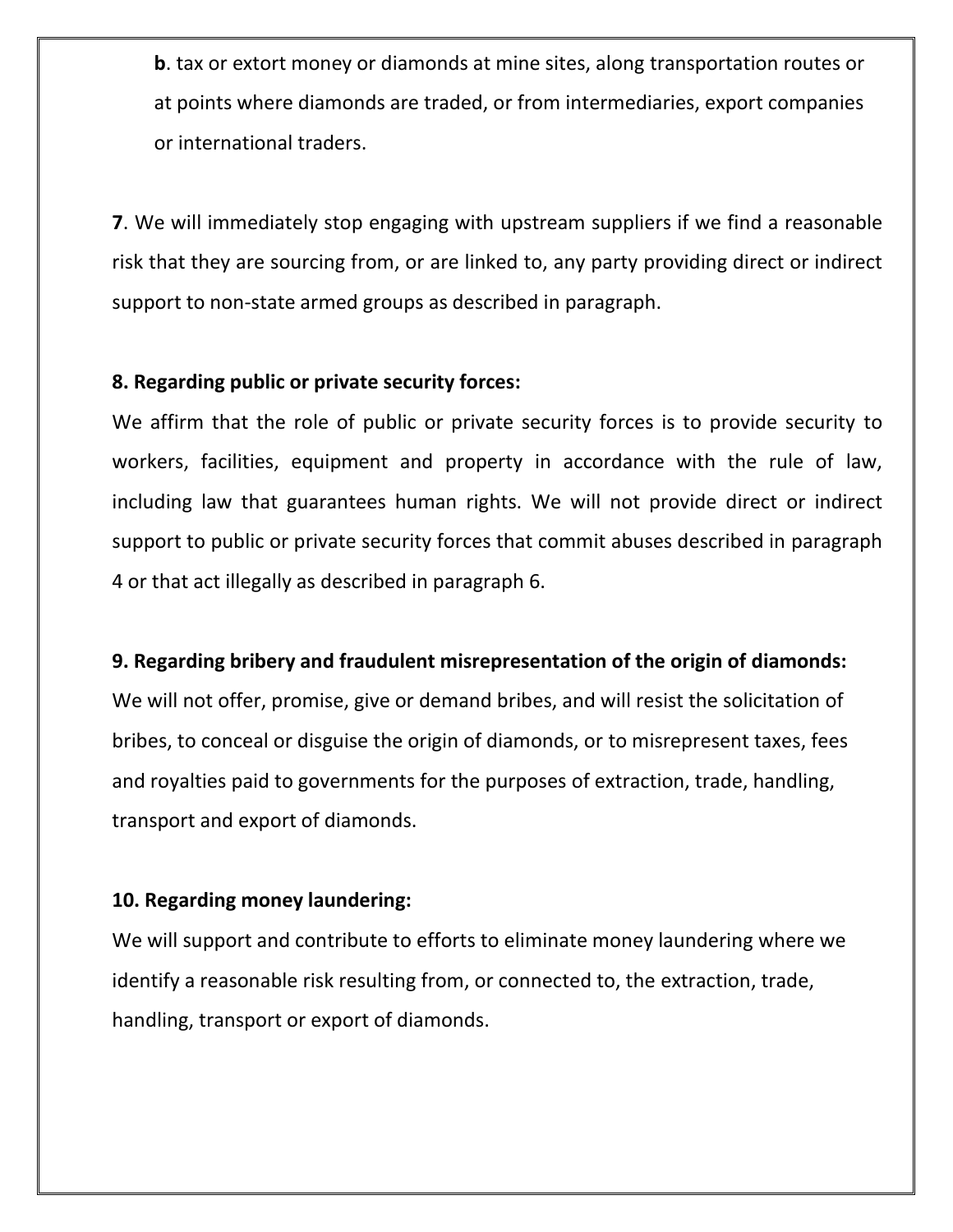**b**. tax or extort money or diamonds at mine sites, along transportation routes or at points where diamonds are traded, or from intermediaries, export companies or international traders.

**7**. We will immediately stop engaging with upstream suppliers if we find a reasonable risk that they are sourcing from, or are linked to, any party providing direct or indirect support to non-state armed groups as described in paragraph.

**8. Regarding public or private security forces:**

We affirm that the role of public or private security forces is to provide security to workers, facilities, equipment and property in accordance with the rule of law, including law that guarantees human rights. We will not provide direct or indirect support to public or private security forces that commit abuses described in paragraph 4 or that act illegally as described in paragraph 6.

**9. Regarding bribery and fraudulent misrepresentation of the origin of diamonds:**

We will not offer, promise, give or demand bribes, and will resist the solicitation of bribes, to conceal or disguise the origin of diamonds, or to misrepresent taxes, fees and royalties paid to governments for the purposes of extraction, trade, handling, transport and export of diamonds.

**10. Regarding money laundering:**

We will support and contribute to efforts to eliminate money laundering where we identify a reasonable risk resulting from, or connected to, the extraction, trade, handling, transport or export of diamonds.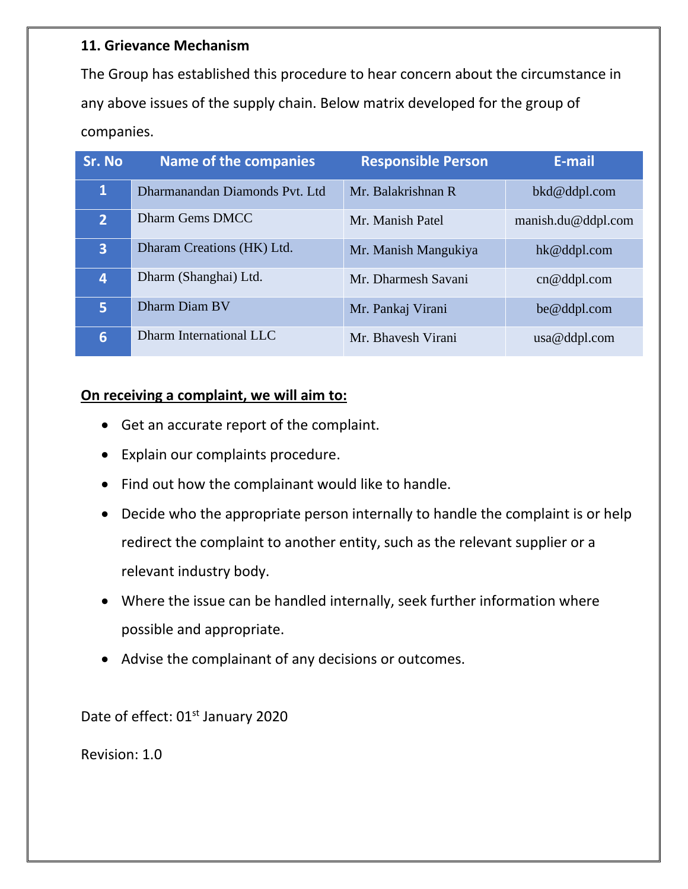**11. Grievance Mechanism**

The Group has established this procedure to hear concern about the circumstance in any above issues of the supply chain. Below matrix developed for the group of companies.

| Sr. No | Name of the companies | Responsible Person | E-mail |
|---|---|---|---|
| 1 | Dharmanandan Diamonds Pvt. Ltd | Mr. Balakrishnan R | bkd@ddpl.com |
| 2 | Dharm Gems DMCC | Mr. Manish Patel | manish.du@ddpl.com |
| 3 | Dharam Creations (HK) Ltd. | Mr. Manish Mangukiya | hk@ddpl.com |
| 4 | Dharm (Shanghai) Ltd. | Mr. Dharmesh Savani | cn@ddpl.com |
| 5 | Dharm Diam BV | Mr. Pankaj Virani | be@ddpl.com |
| 6 | Dharm International LLC | Mr. Bhavesh Virani | usa@ddpl.com |

**<u>On receiving a complaint, we will aim to:</u>**

- Get an accurate report of the complaint.
- Explain our complaints procedure.
- Find out how the complainant would like to handle.
- Decide who the appropriate person internally to handle the complaint is or help redirect the complaint to another entity, such as the relevant supplier or a relevant industry body.
- Where the issue can be handled internally, seek further information where possible and appropriate.
- Advise the complainant of any decisions or outcomes.

Date of effect: 01st January 2020

Revision: 1.0